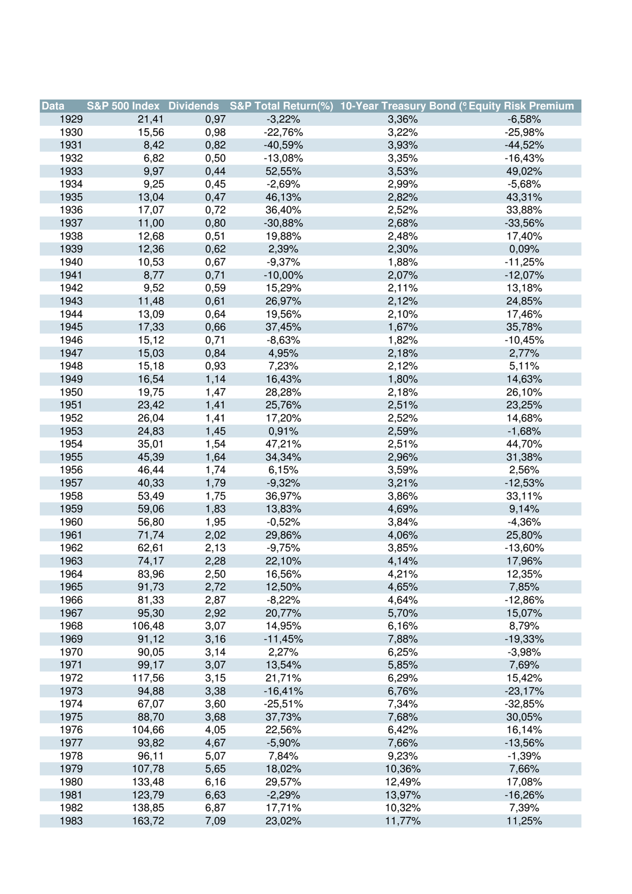| Data | S&P 500 Index | Dividends | S&P Total Return(%) | 10-Year Treasury Bond (% | Equity Risk Premium |
|---|---|---|---|---|---|
| 1929 | 21,41 | 0,97 | -3,22% | 3,36% | -6,58% |
| 1930 | 15,56 | 0,98 | -22,76% | 3,22% | -25,98% |
| 1931 | 8,42 | 0,82 | -40,59% | 3,93% | -44,52% |
| 1932 | 6,82 | 0,50 | -13,08% | 3,35% | -16,43% |
| 1933 | 9,97 | 0,44 | 52,55% | 3,53% | 49,02% |
| 1934 | 9,25 | 0,45 | -2,69% | 2,99% | -5,68% |
| 1935 | 13,04 | 0,47 | 46,13% | 2,82% | 43,31% |
| 1936 | 17,07 | 0,72 | 36,40% | 2,52% | 33,88% |
| 1937 | 11,00 | 0,80 | -30,88% | 2,68% | -33,56% |
| 1938 | 12,68 | 0,51 | 19,88% | 2,48% | 17,40% |
| 1939 | 12,36 | 0,62 | 2,39% | 2,30% | 0,09% |
| 1940 | 10,53 | 0,67 | -9,37% | 1,88% | -11,25% |
| 1941 | 8,77 | 0,71 | -10,00% | 2,07% | -12,07% |
| 1942 | 9,52 | 0,59 | 15,29% | 2,11% | 13,18% |
| 1943 | 11,48 | 0,61 | 26,97% | 2,12% | 24,85% |
| 1944 | 13,09 | 0,64 | 19,56% | 2,10% | 17,46% |
| 1945 | 17,33 | 0,66 | 37,45% | 1,67% | 35,78% |
| 1946 | 15,12 | 0,71 | -8,63% | 1,82% | -10,45% |
| 1947 | 15,03 | 0,84 | 4,95% | 2,18% | 2,77% |
| 1948 | 15,18 | 0,93 | 7,23% | 2,12% | 5,11% |
| 1949 | 16,54 | 1,14 | 16,43% | 1,80% | 14,63% |
| 1950 | 19,75 | 1,47 | 28,28% | 2,18% | 26,10% |
| 1951 | 23,42 | 1,41 | 25,76% | 2,51% | 23,25% |
| 1952 | 26,04 | 1,41 | 17,20% | 2,52% | 14,68% |
| 1953 | 24,83 | 1,45 | 0,91% | 2,59% | -1,68% |
| 1954 | 35,01 | 1,54 | 47,21% | 2,51% | 44,70% |
| 1955 | 45,39 | 1,64 | 34,34% | 2,96% | 31,38% |
| 1956 | 46,44 | 1,74 | 6,15% | 3,59% | 2,56% |
| 1957 | 40,33 | 1,79 | -9,32% | 3,21% | -12,53% |
| 1958 | 53,49 | 1,75 | 36,97% | 3,86% | 33,11% |
| 1959 | 59,06 | 1,83 | 13,83% | 4,69% | 9,14% |
| 1960 | 56,80 | 1,95 | -0,52% | 3,84% | -4,36% |
| 1961 | 71,74 | 2,02 | 29,86% | 4,06% | 25,80% |
| 1962 | 62,61 | 2,13 | -9,75% | 3,85% | -13,60% |
| 1963 | 74,17 | 2,28 | 22,10% | 4,14% | 17,96% |
| 1964 | 83,96 | 2,50 | 16,56% | 4,21% | 12,35% |
| 1965 | 91,73 | 2,72 | 12,50% | 4,65% | 7,85% |
| 1966 | 81,33 | 2,87 | -8,22% | 4,64% | -12,86% |
| 1967 | 95,30 | 2,92 | 20,77% | 5,70% | 15,07% |
| 1968 | 106,48 | 3,07 | 14,95% | 6,16% | 8,79% |
| 1969 | 91,12 | 3,16 | -11,45% | 7,88% | -19,33% |
| 1970 | 90,05 | 3,14 | 2,27% | 6,25% | -3,98% |
| 1971 | 99,17 | 3,07 | 13,54% | 5,85% | 7,69% |
| 1972 | 117,56 | 3,15 | 21,71% | 6,29% | 15,42% |
| 1973 | 94,88 | 3,38 | -16,41% | 6,76% | -23,17% |
| 1974 | 67,07 | 3,60 | -25,51% | 7,34% | -32,85% |
| 1975 | 88,70 | 3,68 | 37,73% | 7,68% | 30,05% |
| 1976 | 104,66 | 4,05 | 22,56% | 6,42% | 16,14% |
| 1977 | 93,82 | 4,67 | -5,90% | 7,66% | -13,56% |
| 1978 | 96,11 | 5,07 | 7,84% | 9,23% | -1,39% |
| 1979 | 107,78 | 5,65 | 18,02% | 10,36% | 7,66% |
| 1980 | 133,48 | 6,16 | 29,57% | 12,49% | 17,08% |
| 1981 | 123,79 | 6,63 | -2,29% | 13,97% | -16,26% |
| 1982 | 138,85 | 6,87 | 17,71% | 10,32% | 7,39% |
| 1983 | 163,72 | 7,09 | 23,02% | 11,77% | 11,25% |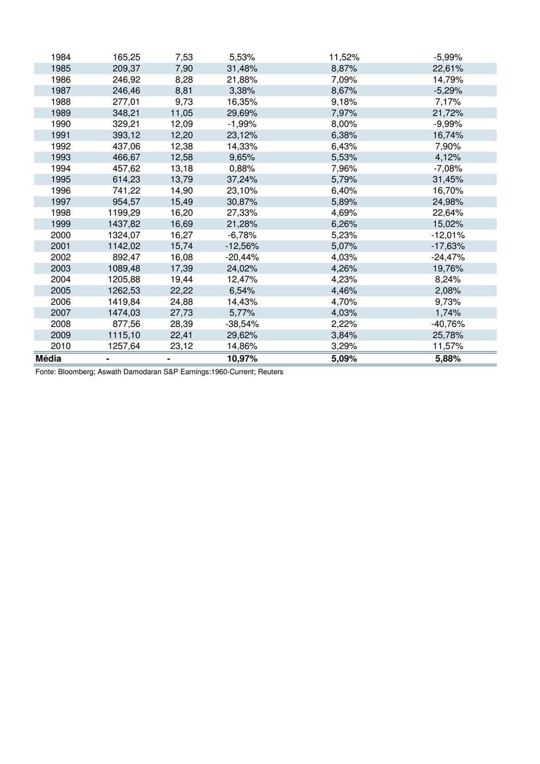| | | | | | |
|---|---|---|---|---|---|
| 1984 | 165,25 | 7,53 | 5,53% | 11,52% | -5,99% |
| 1985 | 209,37 | 7,90 | 31,48% | 8,87% | 22,61% |
| 1986 | 246,92 | 8,28 | 21,88% | 7,09% | 14,79% |
| 1987 | 246,46 | 8,81 | 3,38% | 8,67% | -5,29% |
| 1988 | 277,01 | 9,73 | 16,35% | 9,18% | 7,17% |
| 1989 | 348,21 | 11,05 | 29,69% | 7,97% | 21,72% |
| 1990 | 329,21 | 12,09 | -1,99% | 8,00% | -9,99% |
| 1991 | 393,12 | 12,20 | 23,12% | 6,38% | 16,74% |
| 1992 | 437,06 | 12,38 | 14,33% | 6,43% | 7,90% |
| 1993 | 466,67 | 12,58 | 9,65% | 5,53% | 4,12% |
| 1994 | 457,62 | 13,18 | 0,88% | 7,96% | -7,08% |
| 1995 | 614,23 | 13,79 | 37,24% | 5,79% | 31,45% |
| 1996 | 741,22 | 14,90 | 23,10% | 6,40% | 16,70% |
| 1997 | 954,57 | 15,49 | 30,87% | 5,89% | 24,98% |
| 1998 | 1199,29 | 16,20 | 27,33% | 4,69% | 22,64% |
| 1999 | 1437,82 | 16,69 | 21,28% | 6,26% | 15,02% |
| 2000 | 1324,07 | 16,27 | -6,78% | 5,23% | -12,01% |
| 2001 | 1142,02 | 15,74 | -12,56% | 5,07% | -17,63% |
| 2002 | 892,47 | 16,08 | -20,44% | 4,03% | -24,47% |
| 2003 | 1089,48 | 17,39 | 24,02% | 4,26% | 19,76% |
| 2004 | 1205,88 | 19,44 | 12,47% | 4,23% | 8,24% |
| 2005 | 1262,53 | 22,22 | 6,54% | 4,46% | 2,08% |
| 2006 | 1419,84 | 24,88 | 14,43% | 4,70% | 9,73% |
| 2007 | 1474,03 | 27,73 | 5,77% | 4,03% | 1,74% |
| 2008 | 877,56 | 28,39 | -38,54% | 2,22% | -40,76% |
| 2009 | 1115,10 | 22,41 | 29,62% | 3,84% | 25,78% |
| 2010 | 1257,64 | 23,12 | 14,86% | 3,29% | 11,57% |
| **Média** | **-** | **-** | **10,97%** | **5,09%** | **5,88%** |

Fonte: Bloomberg; Aswath Damodaran S&P Earnings:1960-Current; Reuters